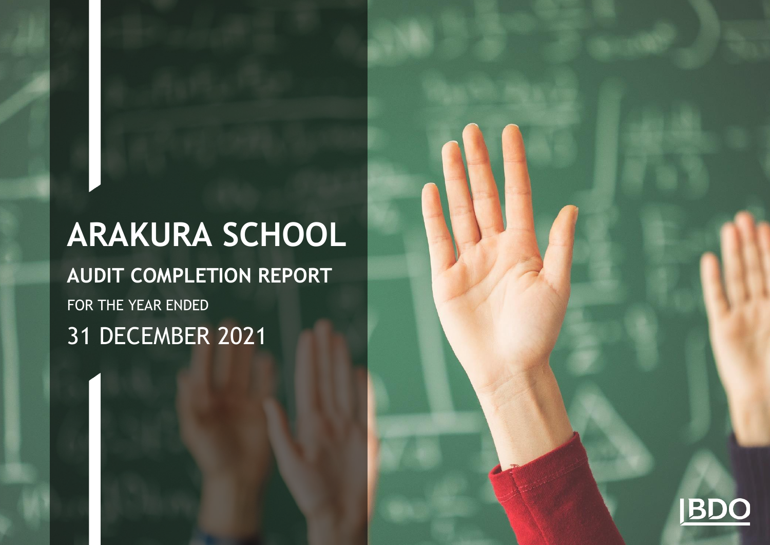# ARAKURA SCHOOL

## AUDIT COMPLETION REPORT

FOR THE YEAR ENDED

31 DECEMBER 2021

BDO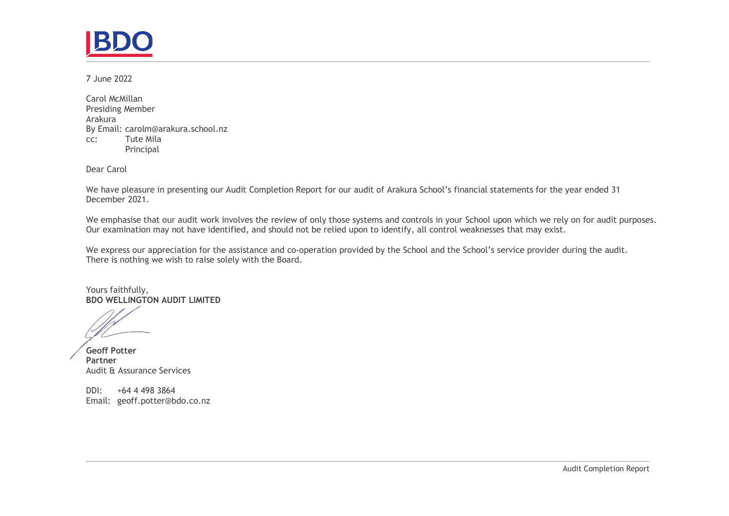7 June 2022

Carol McMillan
Presiding Member
Arakura
By Email: carolm@arakura.school.nz
cc: Tute Mila
Principal

Dear Carol

We have pleasure in presenting our Audit Completion Report for our audit of Arakura School's financial statements for the year ended 31 December 2021.

We emphasise that our audit work involves the review of only those systems and controls in your School upon which we rely on for audit purposes. Our examination may not have identified, and should not be relied upon to identify, all control weaknesses that may exist.

We express our appreciation for the assistance and co-operation provided by the School and the School's service provider during the audit. There is nothing we wish to raise solely with the Board.

Yours faithfully,
**BDO WELLINGTON AUDIT LIMITED**

**Geoff Potter**
**Partner**
Audit & Assurance Services

DDI: +64 4 498 3864
Email: geoff.potter@bdo.co.nz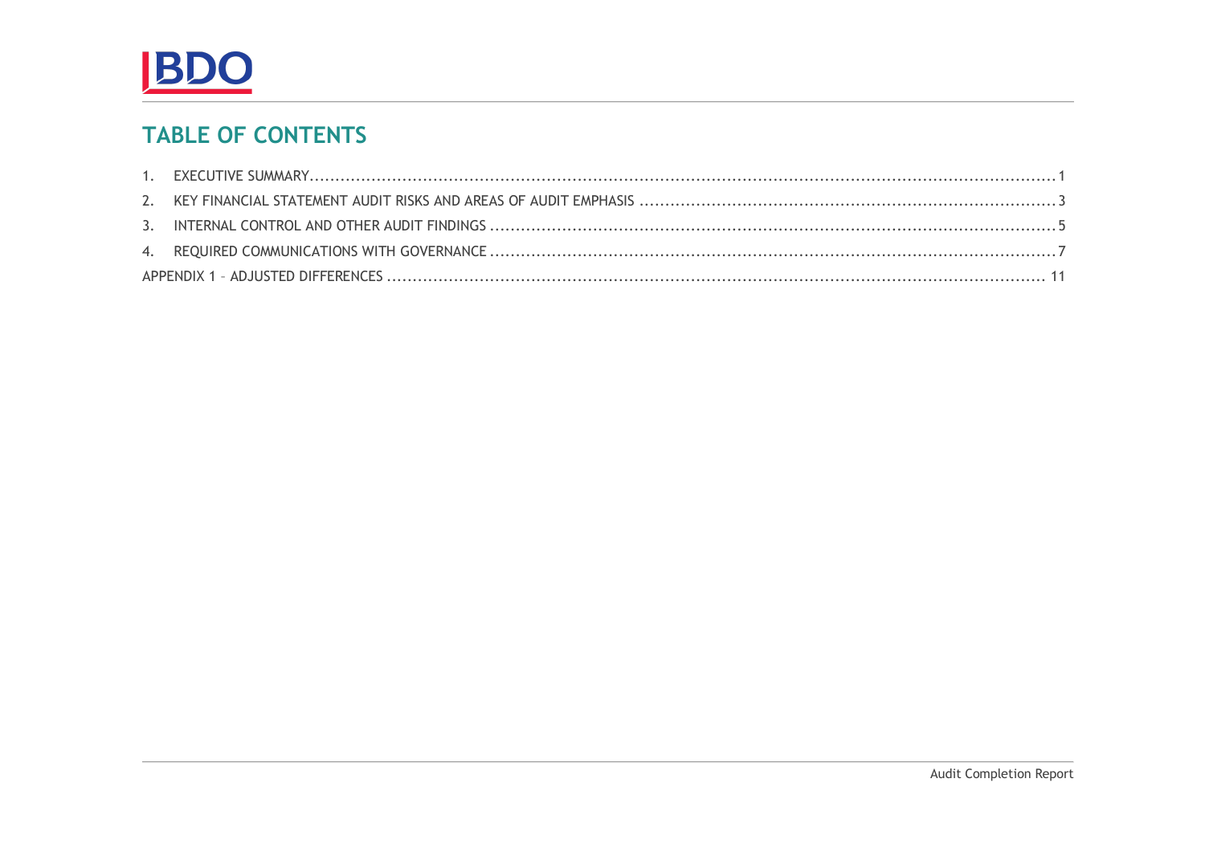# TABLE OF CONTENTS

1. EXECUTIVE SUMMARY ........ 1
2. KEY FINANCIAL STATEMENT AUDIT RISKS AND AREAS OF AUDIT EMPHASIS ........ 3
3. INTERNAL CONTROL AND OTHER AUDIT FINDINGS ........ 5
4. REQUIRED COMMUNICATIONS WITH GOVERNANCE ........ 7

APPENDIX 1 – ADJUSTED DIFFERENCES ........ 11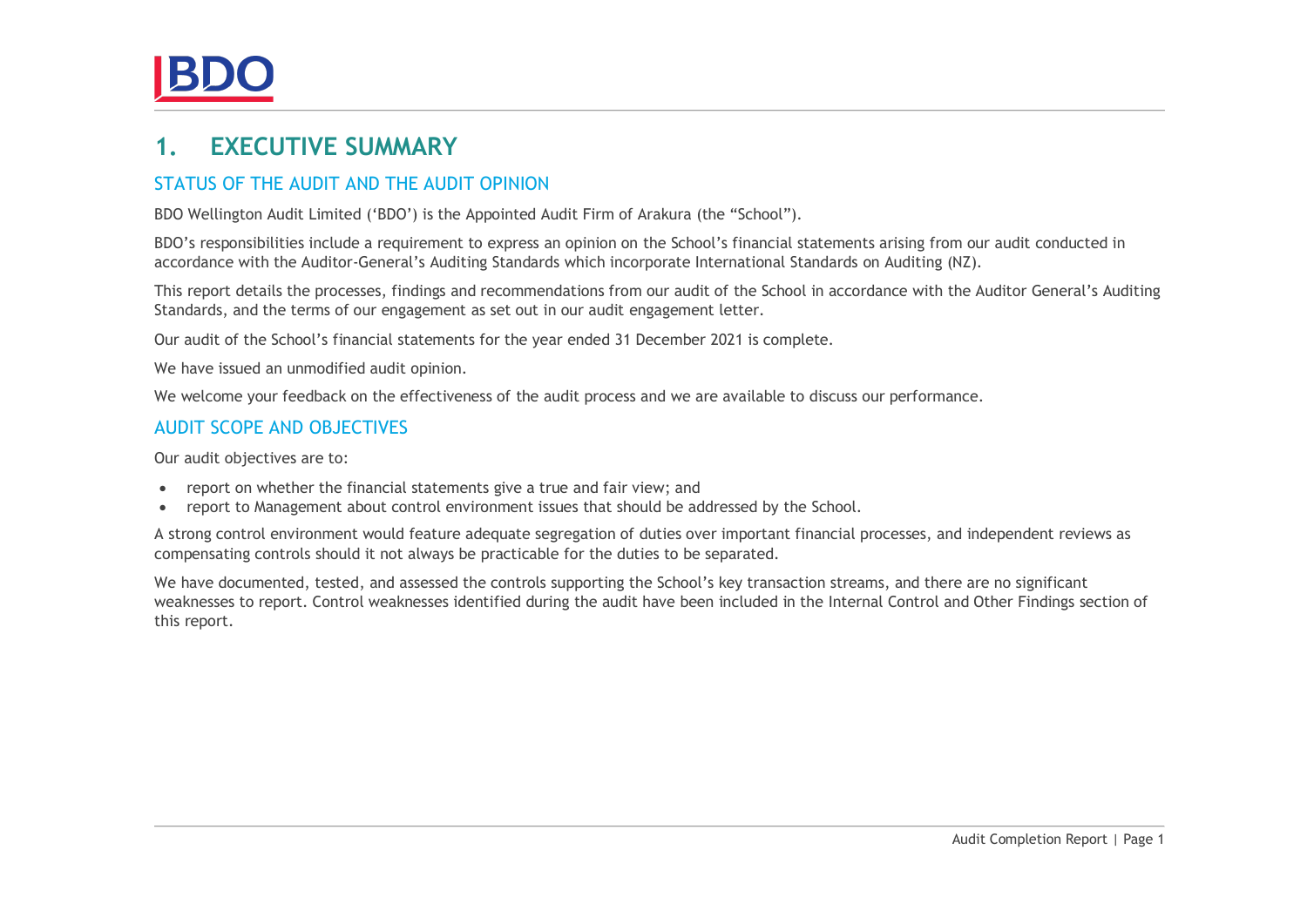# 1. EXECUTIVE SUMMARY

## STATUS OF THE AUDIT AND THE AUDIT OPINION

BDO Wellington Audit Limited ('BDO') is the Appointed Audit Firm of Arakura (the "School").

BDO's responsibilities include a requirement to express an opinion on the School's financial statements arising from our audit conducted in accordance with the Auditor-General's Auditing Standards which incorporate International Standards on Auditing (NZ).

This report details the processes, findings and recommendations from our audit of the School in accordance with the Auditor General's Auditing Standards, and the terms of our engagement as set out in our audit engagement letter.

Our audit of the School's financial statements for the year ended 31 December 2021 is complete.

We have issued an unmodified audit opinion.

We welcome your feedback on the effectiveness of the audit process and we are available to discuss our performance.

## AUDIT SCOPE AND OBJECTIVES

Our audit objectives are to:

- report on whether the financial statements give a true and fair view; and
- report to Management about control environment issues that should be addressed by the School.

A strong control environment would feature adequate segregation of duties over important financial processes, and independent reviews as compensating controls should it not always be practicable for the duties to be separated.

We have documented, tested, and assessed the controls supporting the School's key transaction streams, and there are no significant weaknesses to report. Control weaknesses identified during the audit have been included in the Internal Control and Other Findings section of this report.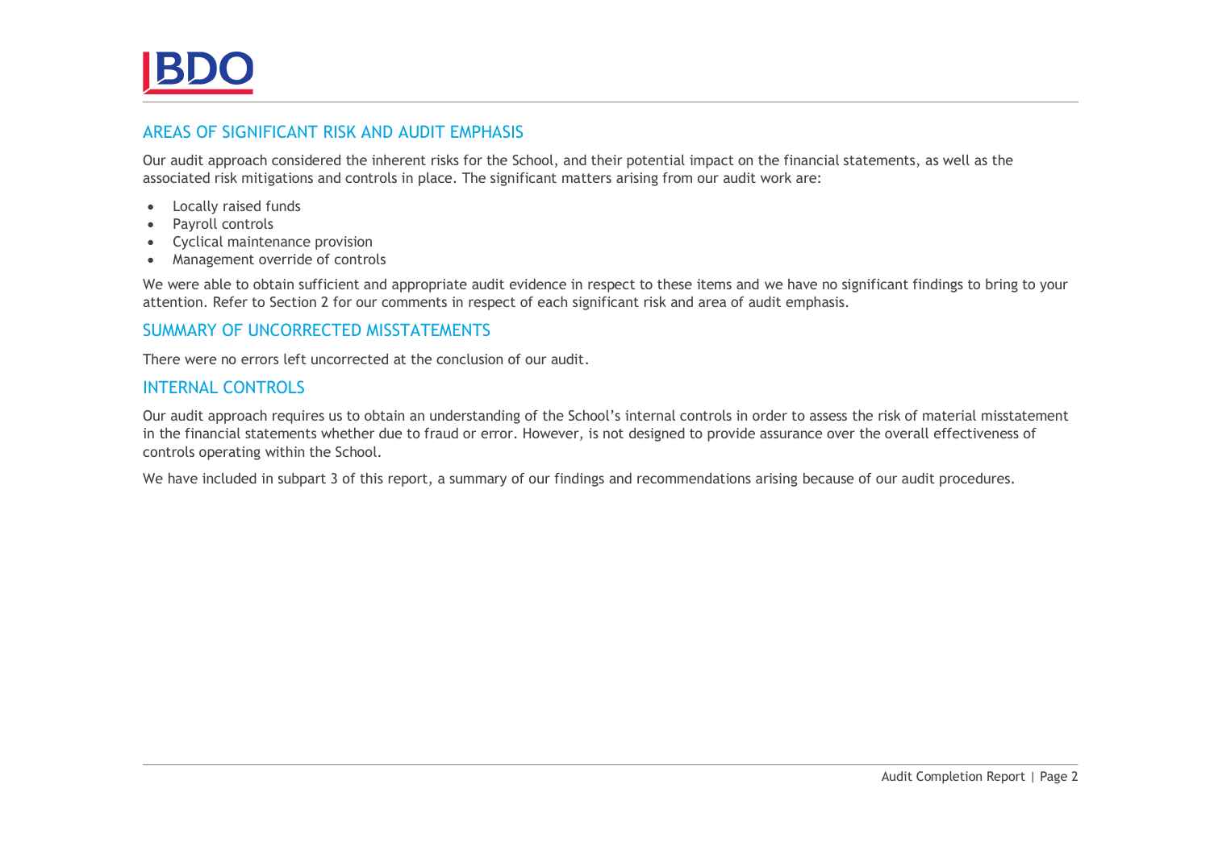## AREAS OF SIGNIFICANT RISK AND AUDIT EMPHASIS

Our audit approach considered the inherent risks for the School, and their potential impact on the financial statements, as well as the associated risk mitigations and controls in place. The significant matters arising from our audit work are:

- Locally raised funds
- Payroll controls
- Cyclical maintenance provision
- Management override of controls

We were able to obtain sufficient and appropriate audit evidence in respect to these items and we have no significant findings to bring to your attention. Refer to Section 2 for our comments in respect of each significant risk and area of audit emphasis.

## SUMMARY OF UNCORRECTED MISSTATEMENTS

There were no errors left uncorrected at the conclusion of our audit.

## INTERNAL CONTROLS

Our audit approach requires us to obtain an understanding of the School's internal controls in order to assess the risk of material misstatement in the financial statements whether due to fraud or error. However, is not designed to provide assurance over the overall effectiveness of controls operating within the School.

We have included in subpart 3 of this report, a summary of our findings and recommendations arising because of our audit procedures.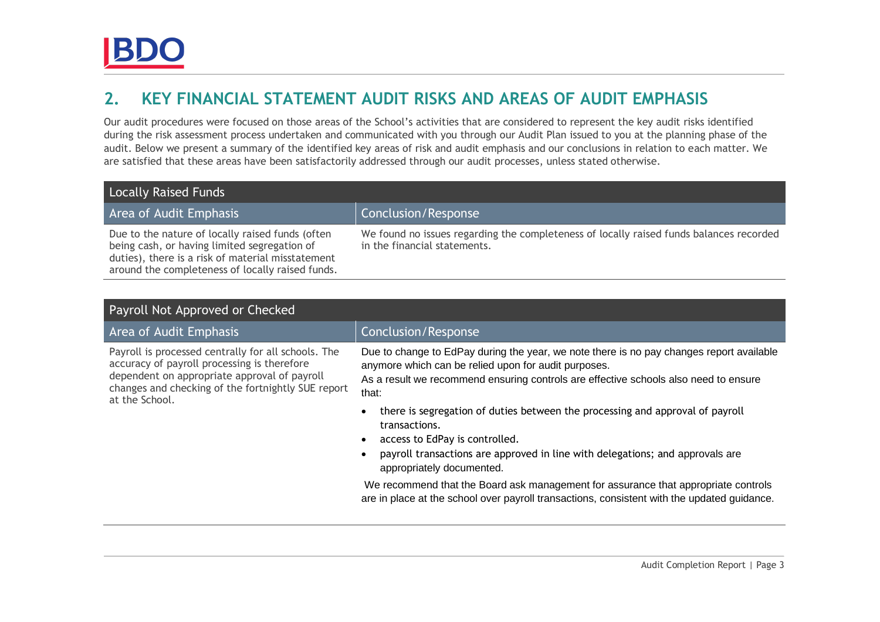## 2. KEY FINANCIAL STATEMENT AUDIT RISKS AND AREAS OF AUDIT EMPHASIS

Our audit procedures were focused on those areas of the School's activities that are considered to represent the key audit risks identified during the risk assessment process undertaken and communicated with you through our Audit Plan issued to you at the planning phase of the audit. Below we present a summary of the identified key areas of risk and audit emphasis and our conclusions in relation to each matter. We are satisfied that these areas have been satisfactorily addressed through our audit processes, unless stated otherwise.

| Locally Raised Funds | |
|---|---|
| **Area of Audit Emphasis** | **Conclusion/Response** |
| Due to the nature of locally raised funds (often being cash, or having limited segregation of duties), there is a risk of material misstatement around the completeness of locally raised funds. | We found no issues regarding the completeness of locally raised funds balances recorded in the financial statements. |

| Payroll Not Approved or Checked | |
|---|---|
| **Area of Audit Emphasis** | **Conclusion/Response** |
| Payroll is processed centrally for all schools. The accuracy of payroll processing is therefore dependent on appropriate approval of payroll changes and checking of the fortnightly SUE report at the School. | Due to change to EdPay during the year, we note there is no pay changes report available anymore which can be relied upon for audit purposes.<br>As a result we recommend ensuring controls are effective schools also need to ensure that:<br>• there is segregation of duties between the processing and approval of payroll transactions.<br>• access to EdPay is controlled.<br>• payroll transactions are approved in line with delegations; and approvals are appropriately documented.<br>We recommend that the Board ask management for assurance that appropriate controls are in place at the school over payroll transactions, consistent with the updated guidance. |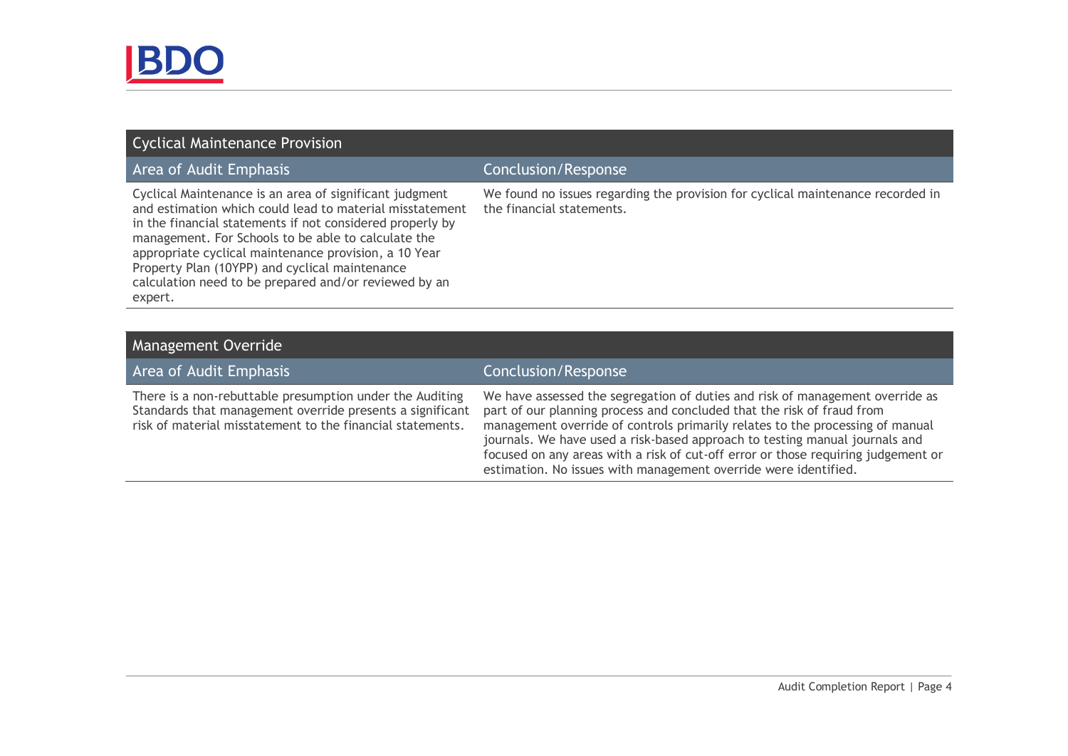## Cyclical Maintenance Provision

| Area of Audit Emphasis | Conclusion/Response |
| --- | --- |
| Cyclical Maintenance is an area of significant judgment and estimation which could lead to material misstatement in the financial statements if not considered properly by management. For Schools to be able to calculate the appropriate cyclical maintenance provision, a 10 Year Property Plan (10YPP) and cyclical maintenance calculation need to be prepared and/or reviewed by an expert. | We found no issues regarding the provision for cyclical maintenance recorded in the financial statements. |

## Management Override

| Area of Audit Emphasis | Conclusion/Response |
| --- | --- |
| There is a non-rebuttable presumption under the Auditing Standards that management override presents a significant risk of material misstatement to the financial statements. | We have assessed the segregation of duties and risk of management override as part of our planning process and concluded that the risk of fraud from management override of controls primarily relates to the processing of manual journals. We have used a risk-based approach to testing manual journals and focused on any areas with a risk of cut-off error or those requiring judgement or estimation. No issues with management override were identified. |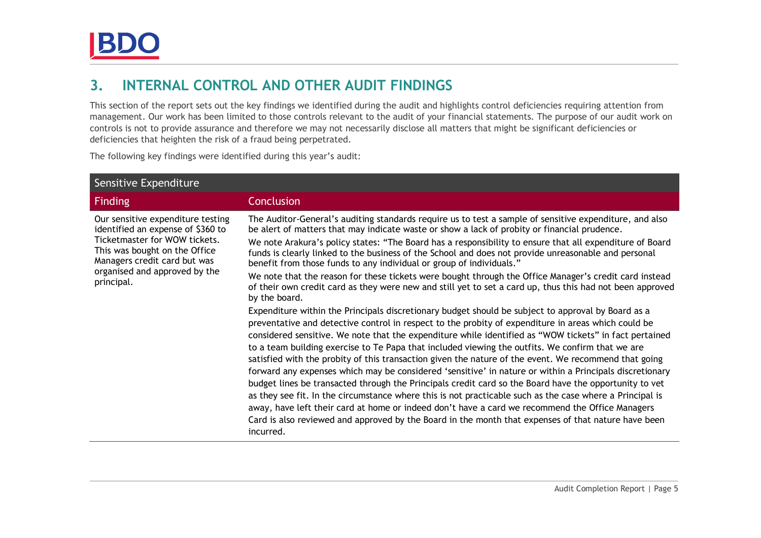# 3. INTERNAL CONTROL AND OTHER AUDIT FINDINGS

This section of the report sets out the key findings we identified during the audit and highlights control deficiencies requiring attention from management. Our work has been limited to those controls relevant to the audit of your financial statements. The purpose of our audit work on controls is not to provide assurance and therefore we may not necessarily disclose all matters that might be significant deficiencies or deficiencies that heighten the risk of a fraud being perpetrated.

The following key findings were identified during this year's audit:

| Sensitive Expenditure | |
|---|---|
| **Finding** | **Conclusion** |
| Our sensitive expenditure testing identified an expense of $360 to Ticketmaster for WOW tickets. This was bought on the Office Managers credit card but was organised and approved by the principal. | The Auditor-General's auditing standards require us to test a sample of sensitive expenditure, and also be alert of matters that may indicate waste or show a lack of probity or financial prudence.<br><br>We note Arakura's policy states: "The Board has a responsibility to ensure that all expenditure of Board funds is clearly linked to the business of the School and does not provide unreasonable and personal benefit from those funds to any individual or group of individuals."<br><br>We note that the reason for these tickets were bought through the Office Manager's credit card instead of their own credit card as they were new and still yet to set a card up, thus this had not been approved by the board.<br><br>Expenditure within the Principals discretionary budget should be subject to approval by Board as a preventative and detective control in respect to the probity of expenditure in areas which could be considered sensitive. We note that the expenditure while identified as "WOW tickets" in fact pertained to a team building exercise to Te Papa that included viewing the outfits. We confirm that we are satisfied with the probity of this transaction given the nature of the event. We recommend that going forward any expenses which may be considered 'sensitive' in nature or within a Principals discretionary budget lines be transacted through the Principals credit card so the Board have the opportunity to vet as they see fit. In the circumstance where this is not practicable such as the case where a Principal is away, have left their card at home or indeed don't have a card we recommend the Office Managers Card is also reviewed and approved by the Board in the month that expenses of that nature have been incurred. |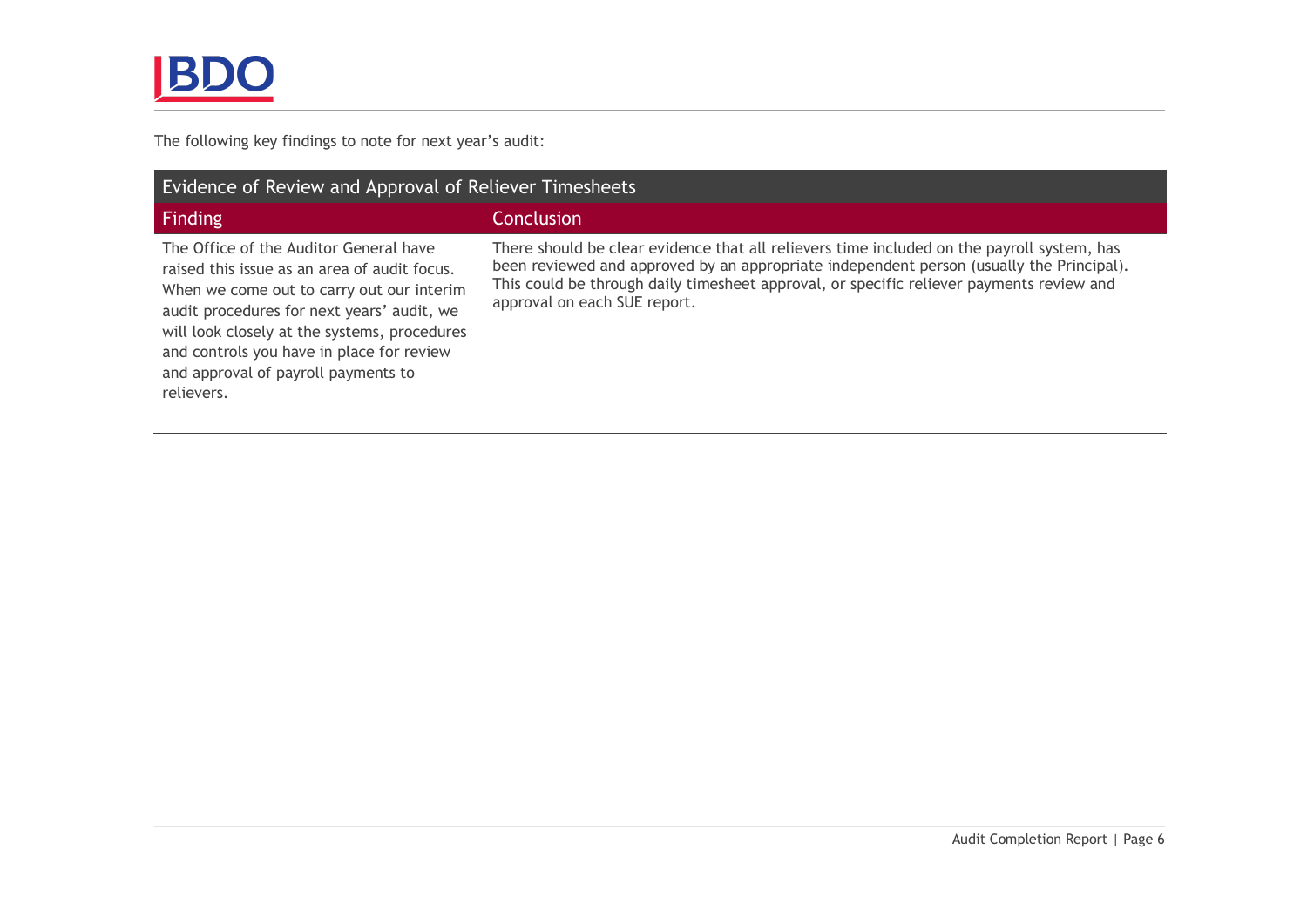The following key findings to note for next year's audit:

| Evidence of Review and Approval of Reliever Timesheets | |
|---|---|
| **Finding** | **Conclusion** |
| The Office of the Auditor General have raised this issue as an area of audit focus. When we come out to carry out our interim audit procedures for next years' audit, we will look closely at the systems, procedures and controls you have in place for review and approval of payroll payments to relievers. | There should be clear evidence that all relievers time included on the payroll system, has been reviewed and approved by an appropriate independent person (usually the Principal). This could be through daily timesheet approval, or specific reliever payments review and approval on each SUE report. |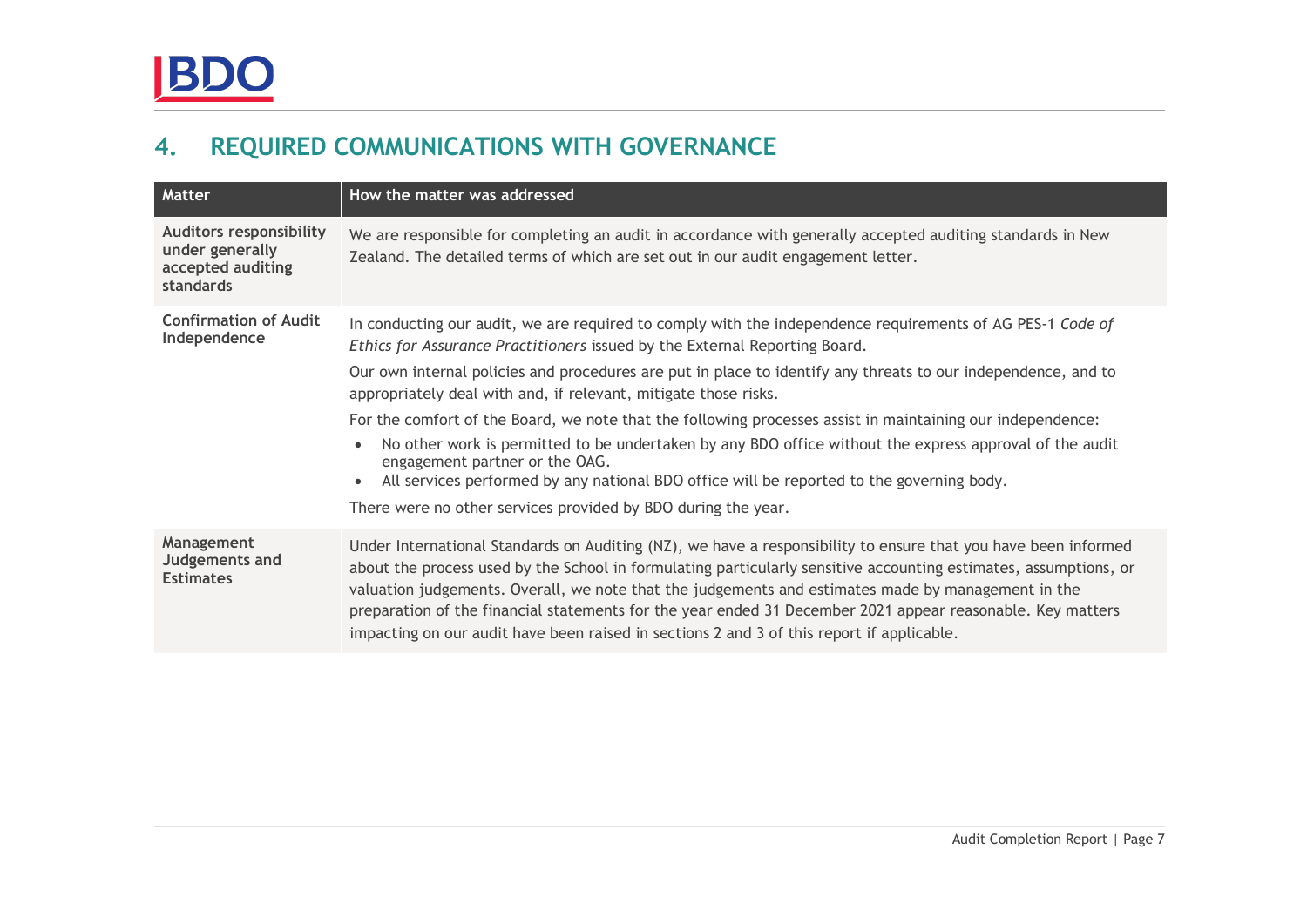## 4. REQUIRED COMMUNICATIONS WITH GOVERNANCE

| Matter | How the matter was addressed |
|---|---|
| **Auditors responsibility under generally accepted auditing standards** | We are responsible for completing an audit in accordance with generally accepted auditing standards in New Zealand. The detailed terms of which are set out in our audit engagement letter. |
| **Confirmation of Audit Independence** | In conducting our audit, we are required to comply with the independence requirements of AG PES-1 *Code of Ethics for Assurance Practitioners* issued by the External Reporting Board.<br><br>Our own internal policies and procedures are put in place to identify any threats to our independence, and to appropriately deal with and, if relevant, mitigate those risks.<br><br>For the comfort of the Board, we note that the following processes assist in maintaining our independence:<br>• No other work is permitted to be undertaken by any BDO office without the express approval of the audit engagement partner or the OAG.<br>• All services performed by any national BDO office will be reported to the governing body.<br><br>There were no other services provided by BDO during the year. |
| **Management Judgements and Estimates** | Under International Standards on Auditing (NZ), we have a responsibility to ensure that you have been informed about the process used by the School in formulating particularly sensitive accounting estimates, assumptions, or valuation judgements. Overall, we note that the judgements and estimates made by management in the preparation of the financial statements for the year ended 31 December 2021 appear reasonable. Key matters impacting on our audit have been raised in sections 2 and 3 of this report if applicable. |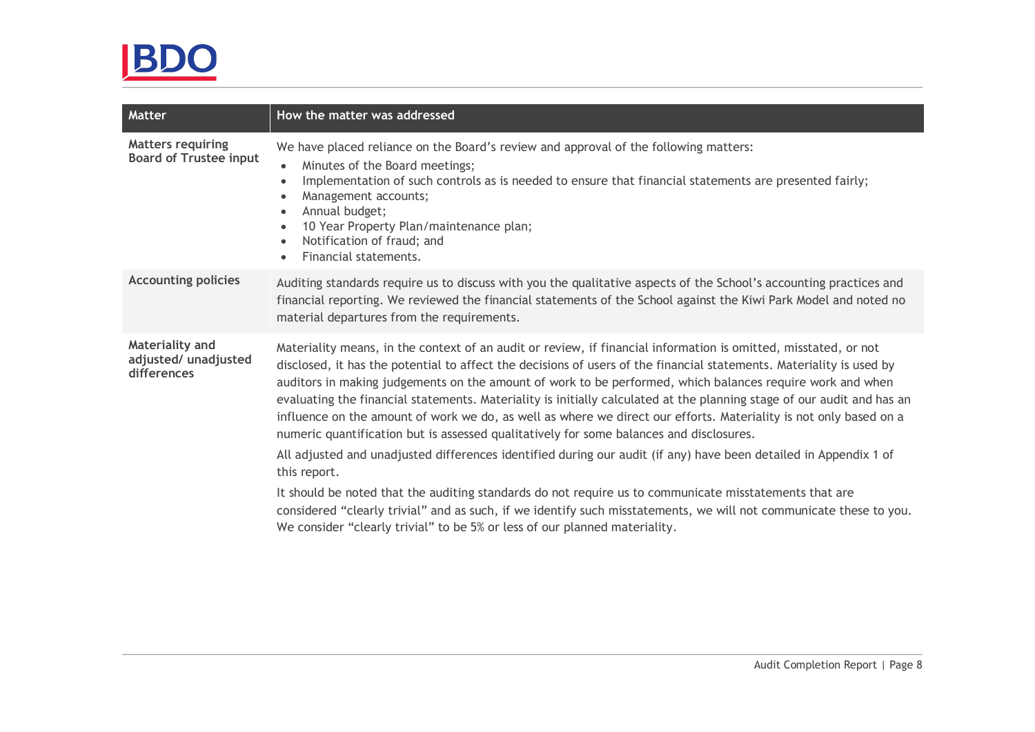| Matter | How the matter was addressed |
| --- | --- |
| **Matters requiring Board of Trustee input** | We have placed reliance on the Board's review and approval of the following matters:<br>• Minutes of the Board meetings;<br>• Implementation of such controls as is needed to ensure that financial statements are presented fairly;<br>• Management accounts;<br>• Annual budget;<br>• 10 Year Property Plan/maintenance plan;<br>• Notification of fraud; and<br>• Financial statements. |
| **Accounting policies** | Auditing standards require us to discuss with you the qualitative aspects of the School's accounting practices and financial reporting. We reviewed the financial statements of the School against the Kiwi Park Model and noted no material departures from the requirements. |
| **Materiality and adjusted/ unadjusted differences** | Materiality means, in the context of an audit or review, if financial information is omitted, misstated, or not disclosed, it has the potential to affect the decisions of users of the financial statements. Materiality is used by auditors in making judgements on the amount of work to be performed, which balances require work and when evaluating the financial statements. Materiality is initially calculated at the planning stage of our audit and has an influence on the amount of work we do, as well as where we direct our efforts. Materiality is not only based on a numeric quantification but is assessed qualitatively for some balances and disclosures.<br><br>All adjusted and unadjusted differences identified during our audit (if any) have been detailed in Appendix 1 of this report.<br><br>It should be noted that the auditing standards do not require us to communicate misstatements that are considered "clearly trivial" and as such, if we identify such misstatements, we will not communicate these to you. We consider "clearly trivial" to be 5% or less of our planned materiality. |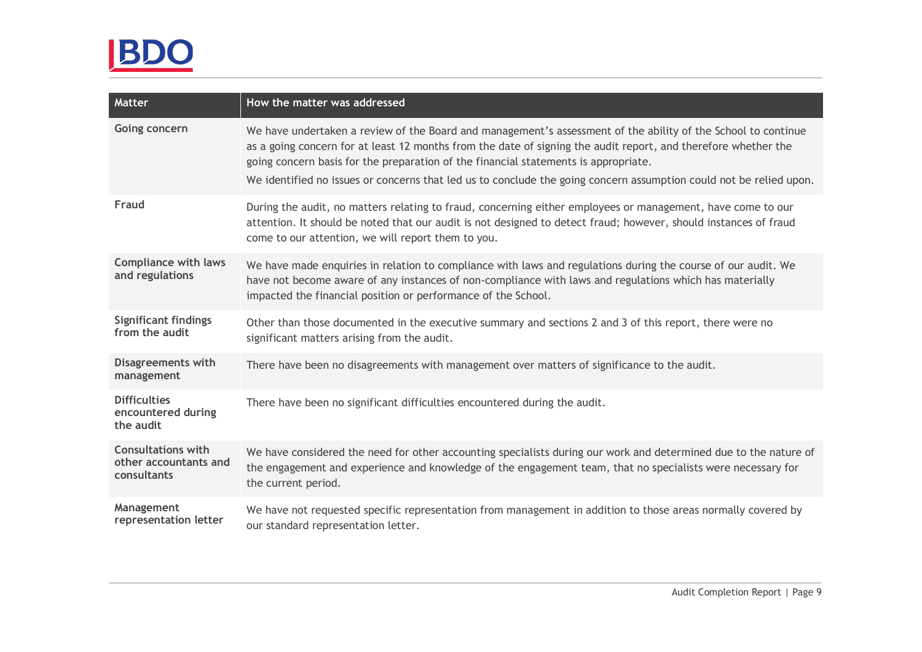| Matter | How the matter was addressed |
| --- | --- |
| **Going concern** | We have undertaken a review of the Board and management's assessment of the ability of the School to continue as a going concern for at least 12 months from the date of signing the audit report, and therefore whether the going concern basis for the preparation of the financial statements is appropriate.<br>We identified no issues or concerns that led us to conclude the going concern assumption could not be relied upon. |
| **Fraud** | During the audit, no matters relating to fraud, concerning either employees or management, have come to our attention. It should be noted that our audit is not designed to detect fraud; however, should instances of fraud come to our attention, we will report them to you. |
| **Compliance with laws and regulations** | We have made enquiries in relation to compliance with laws and regulations during the course of our audit. We have not become aware of any instances of non-compliance with laws and regulations which has materially impacted the financial position or performance of the School. |
| **Significant findings from the audit** | Other than those documented in the executive summary and sections 2 and 3 of this report, there were no significant matters arising from the audit. |
| **Disagreements with management** | There have been no disagreements with management over matters of significance to the audit. |
| **Difficulties encountered during the audit** | There have been no significant difficulties encountered during the audit. |
| **Consultations with other accountants and consultants** | We have considered the need for other accounting specialists during our work and determined due to the nature of the engagement and experience and knowledge of the engagement team, that no specialists were necessary for the current period. |
| **Management representation letter** | We have not requested specific representation from management in addition to those areas normally covered by our standard representation letter. |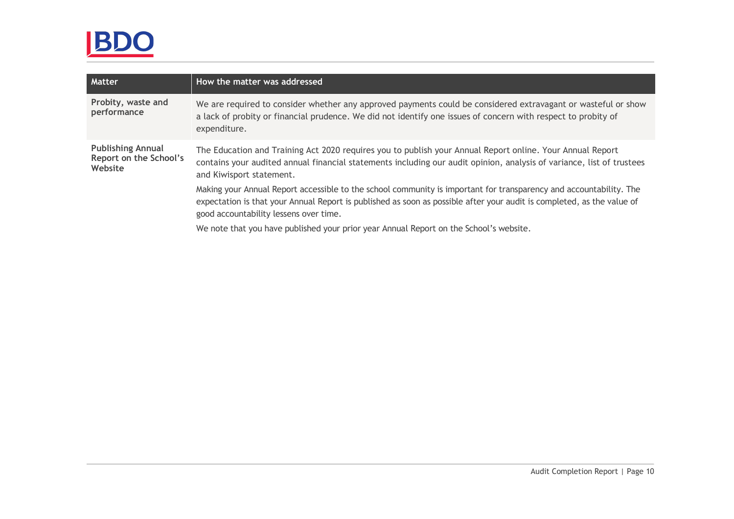| Matter | How the matter was addressed |
|---|---|
| **Probity, waste and performance** | We are required to consider whether any approved payments could be considered extravagant or wasteful or show a lack of probity or financial prudence. We did not identify one issues of concern with respect to probity of expenditure. |
| **Publishing Annual Report on the School's Website** | The Education and Training Act 2020 requires you to publish your Annual Report online. Your Annual Report contains your audited annual financial statements including our audit opinion, analysis of variance, list of trustees and Kiwisport statement.<br><br>Making your Annual Report accessible to the school community is important for transparency and accountability. The expectation is that your Annual Report is published as soon as possible after your audit is completed, as the value of good accountability lessens over time.<br><br>We note that you have published your prior year Annual Report on the School's website. |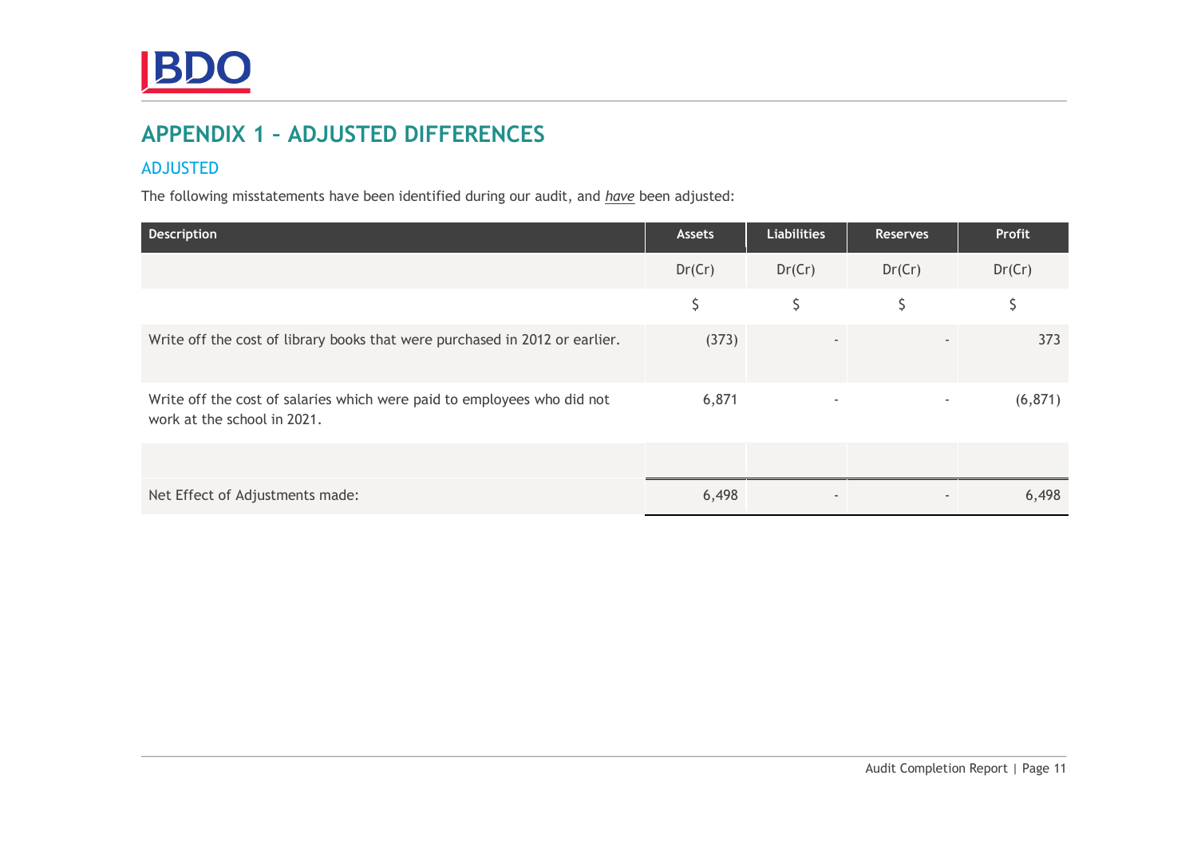# APPENDIX 1 – ADJUSTED DIFFERENCES

## ADJUSTED

The following misstatements have been identified during our audit, and *have* been adjusted:

| Description | Assets | Liabilities | Reserves | Profit |
|---|---|---|---|---|
| | Dr(Cr) | Dr(Cr) | Dr(Cr) | Dr(Cr) |
| | $ | $ | $ | $ |
| Write off the cost of library books that were purchased in 2012 or earlier. | (373) | - | - | 373 |
| Write off the cost of salaries which were paid to employees who did not work at the school in 2021. | 6,871 | - | - | (6,871) |
| | | | | |
| Net Effect of Adjustments made: | 6,498 | - | - | 6,498 |